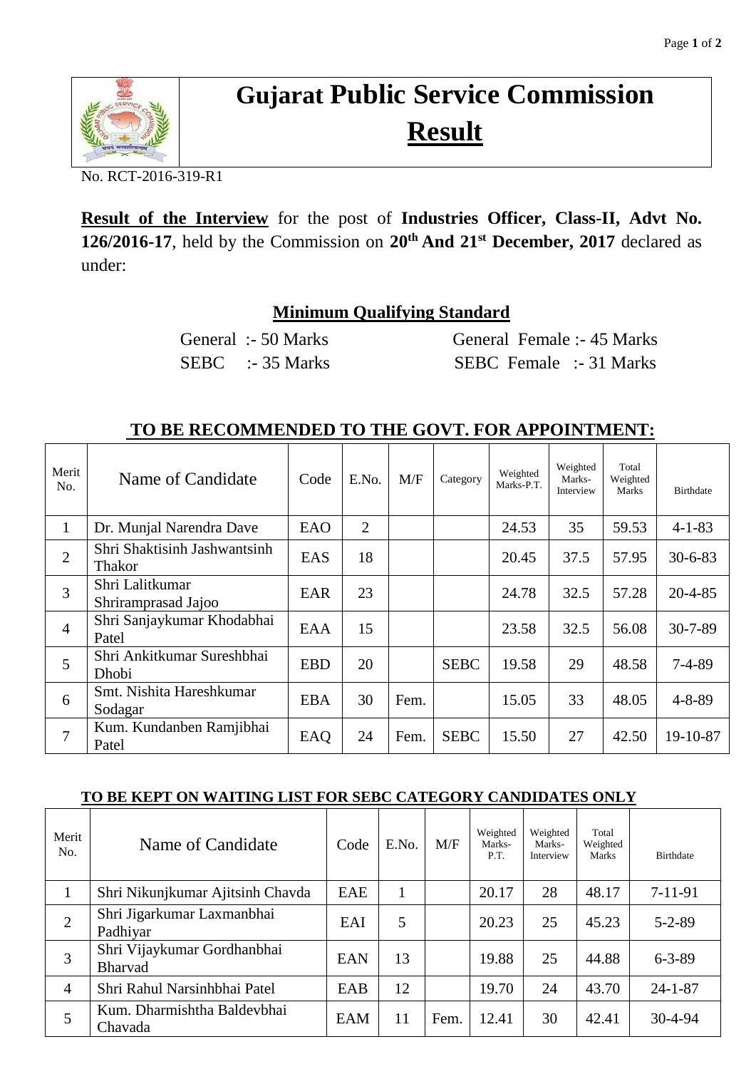# Gujarat Public Service Commission

## Result

No. RCT-2016-319-R1

**Result of the Interview** for the post of **Industries Officer, Class-II, Advt No. 126/2016-17**, held by the Commission on **20th And 21st December, 2017** declared as under:

### Minimum Qualifying Standard

General :- 50 Marks　　General Female :- 45 Marks

SEBC :- 35 Marks　　SEBC Female :- 31 Marks

### TO BE RECOMMENDED TO THE GOVT. FOR APPOINTMENT:

| Merit No. | Name of Candidate | Code | E.No. | M/F | Category | Weighted Marks-P.T. | Weighted Marks-Interview | Total Weighted Marks | Birthdate |
|---|---|---|---|---|---|---|---|---|---|
| 1 | Dr. Munjal Narendra Dave | EAO | 2 | | | 24.53 | 35 | 59.53 | 4-1-83 |
| 2 | Shri Shaktisinh Jashwantsinh Thakor | EAS | 18 | | | 20.45 | 37.5 | 57.95 | 30-6-83 |
| 3 | Shri Lalitkumar Shriramprasad Jajoo | EAR | 23 | | | 24.78 | 32.5 | 57.28 | 20-4-85 |
| 4 | Shri Sanjaykumar Khodabhai Patel | EAA | 15 | | | 23.58 | 32.5 | 56.08 | 30-7-89 |
| 5 | Shri Ankitkumar Sureshbhai Dhobi | EBD | 20 | | SEBC | 19.58 | 29 | 48.58 | 7-4-89 |
| 6 | Smt. Nishita Hareshkumar Sodagar | EBA | 30 | Fem. | | 15.05 | 33 | 48.05 | 4-8-89 |
| 7 | Kum. Kundanben Ramjibhai Patel | EAQ | 24 | Fem. | SEBC | 15.50 | 27 | 42.50 | 19-10-87 |

### TO BE KEPT ON WAITING LIST FOR SEBC CATEGORY CANDIDATES ONLY

| Merit No. | Name of Candidate | Code | E.No. | M/F | Weighted Marks-P.T. | Weighted Marks-Interview | Total Weighted Marks | Birthdate |
|---|---|---|---|---|---|---|---|---|
| 1 | Shri Nikunjkumar Ajitsinh Chavda | EAE | 1 | | 20.17 | 28 | 48.17 | 7-11-91 |
| 2 | Shri Jigarkumar Laxmanbhai Padhiyar | EAI | 5 | | 20.23 | 25 | 45.23 | 5-2-89 |
| 3 | Shri Vijaykumar Gordhanbhai Bharvad | EAN | 13 | | 19.88 | 25 | 44.88 | 6-3-89 |
| 4 | Shri Rahul Narsinhbhai Patel | EAB | 12 | | 19.70 | 24 | 43.70 | 24-1-87 |
| 5 | Kum. Dharmishtha Baldevbhai Chavada | EAM | 11 | Fem. | 12.41 | 30 | 42.41 | 30-4-94 |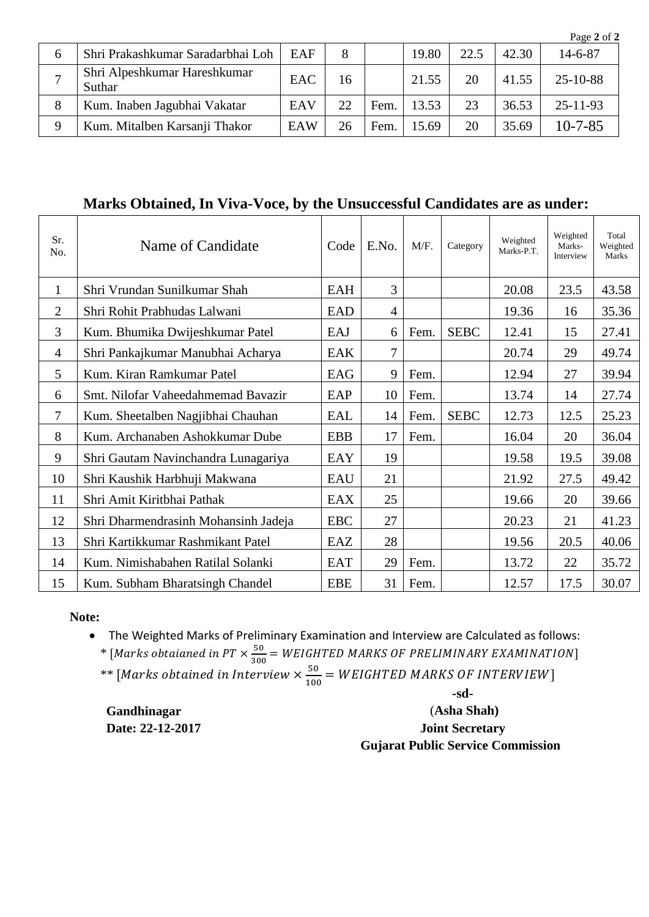| | | | | | | | | |
|---|---|---|---|---|---|---|---|---|
| 6 | Shri Prakashkumar Saradarbhai Loh | EAF | 8 | | 19.80 | 22.5 | 42.30 | 14-6-87 |
| 7 | Shri Alpeshkumar Hareshkumar Suthar | EAC | 16 | | 21.55 | 20 | 41.55 | 25-10-88 |
| 8 | Kum. Inaben Jagubhai Vakatar | EAV | 22 | Fem. | 13.53 | 23 | 36.53 | 25-11-93 |
| 9 | Kum. Mitalben Karsanji Thakor | EAW | 26 | Fem. | 15.69 | 20 | 35.69 | 10-7-85 |

## Marks Obtained, In Viva-Voce, by the Unsuccessful Candidates are as under:

| Sr. No. | Name of Candidate | Code | E.No. | M/F. | Category | Weighted Marks-P.T. | Weighted Marks-Interview | Total Weighted Marks |
|---|---|---|---|---|---|---|---|---|
| 1 | Shri Vrundan Sunilkumar Shah | EAH | 3 | | | 20.08 | 23.5 | 43.58 |
| 2 | Shri Rohit Prabhudas Lalwani | EAD | 4 | | | 19.36 | 16 | 35.36 |
| 3 | Kum. Bhumika Dwijeshkumar Patel | EAJ | 6 | Fem. | SEBC | 12.41 | 15 | 27.41 |
| 4 | Shri Pankajkumar Manubhai Acharya | EAK | 7 | | | 20.74 | 29 | 49.74 |
| 5 | Kum. Kiran Ramkumar Patel | EAG | 9 | Fem. | | 12.94 | 27 | 39.94 |
| 6 | Smt. Nilofar Vaheedahmemad Bavazir | EAP | 10 | Fem. | | 13.74 | 14 | 27.74 |
| 7 | Kum. Sheetalben Nagjibhai Chauhan | EAL | 14 | Fem. | SEBC | 12.73 | 12.5 | 25.23 |
| 8 | Kum. Archanaben Ashokkumar Dube | EBB | 17 | Fem. | | 16.04 | 20 | 36.04 |
| 9 | Shri Gautam Navinchandra Lunagariya | EAY | 19 | | | 19.58 | 19.5 | 39.08 |
| 10 | Shri Kaushik Harbhuji Makwana | EAU | 21 | | | 21.92 | 27.5 | 49.42 |
| 11 | Shri Amit Kiritbhai Pathak | EAX | 25 | | | 19.66 | 20 | 39.66 |
| 12 | Shri Dharmendrasinh Mohansinh Jadeja | EBC | 27 | | | 20.23 | 21 | 41.23 |
| 13 | Shri Kartikkumar Rashmikant Patel | EAZ | 28 | | | 19.56 | 20.5 | 40.06 |
| 14 | Kum. Nimishabahen Ratilal Solanki | EAT | 29 | Fem. | | 13.72 | 22 | 35.72 |
| 15 | Kum. Subham Bharatsingh Chandel | EBE | 31 | Fem. | | 12.57 | 17.5 | 30.07 |

**Note:**

- The Weighted Marks of Preliminary Examination and Interview are Calculated as follows:
  * $[Marks\ obtaianed\ in\ PT \times \frac{50}{300} = WEIGHTED\ MARKS\ OF\ PRELIMINARY\ EXAMINATION]$
  ** $[Marks\ obtained\ in\ Interview \times \frac{50}{100} = WEIGHTED\ MARKS\ OF\ INTERVIEW]$

**-sd-**

**Gandhinagar**
**Date: 22-12-2017**

(**Asha Shah)**
**Joint Secretary**
**Gujarat Public Service Commission**